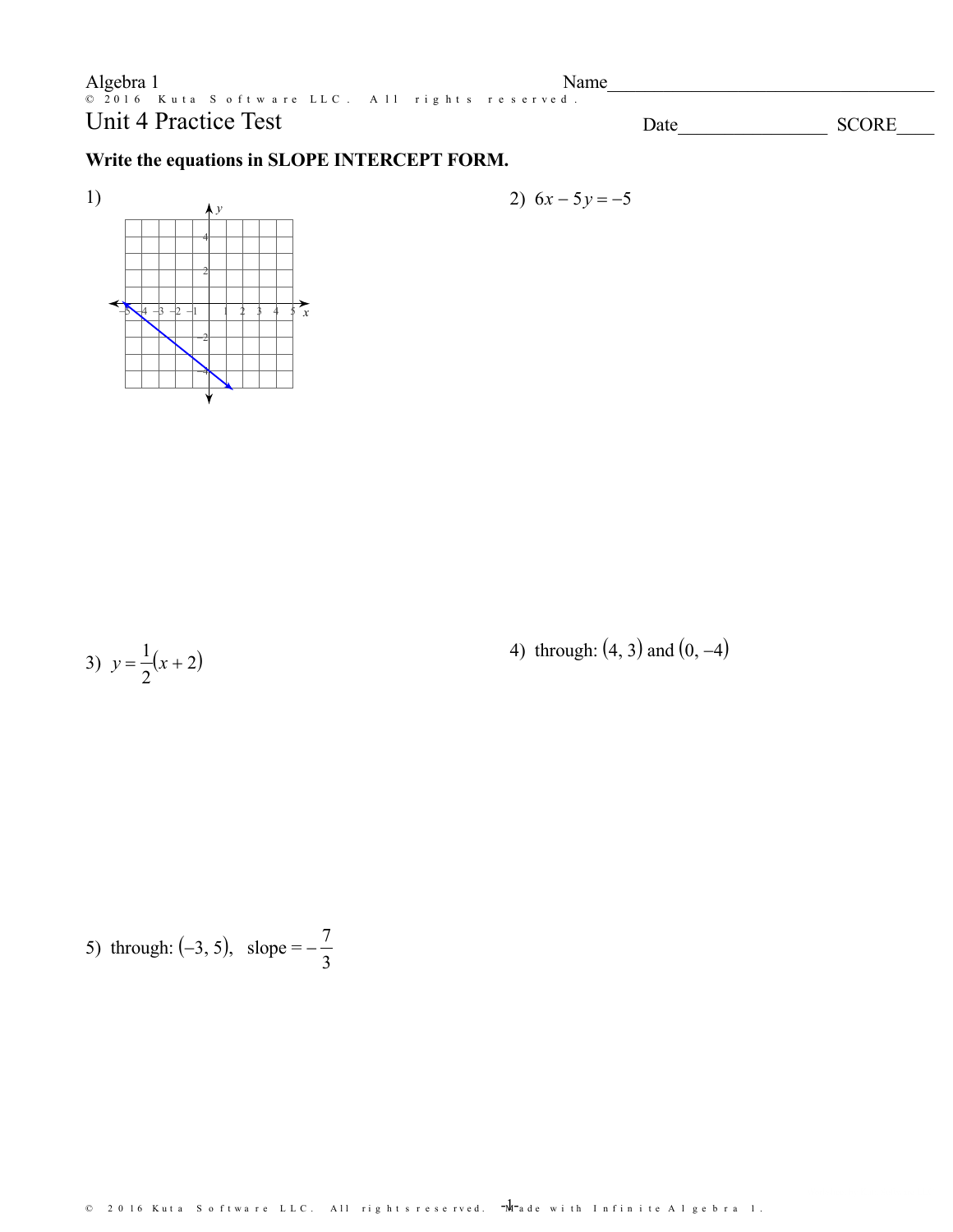Algebra 1

Name\_\_\_\_\_\_\_\_\_\_\_\_\_\_\_\_\_\_\_\_\_\_\_\_\_\_\_\_\_\_\_\_\_\_\_\_

© 2016 Kuta Software LLC. All rights reserved.

# Unit 4 Practice Test

Date\_\_\_\_\_\_\_\_\_\_\_\_\_\_\_\_ SCORE\_\_\_\_

**Write the equations in SLOPE INTERCEPT FORM.**

1)

2) $6x - 5y = -5$

3) $y = \frac{1}{2}(x + 2)$

4) through: $(4, 3)$ and $(0, -4)$

5) through: $(-3, 5)$, slope $= -\frac{7}{3}$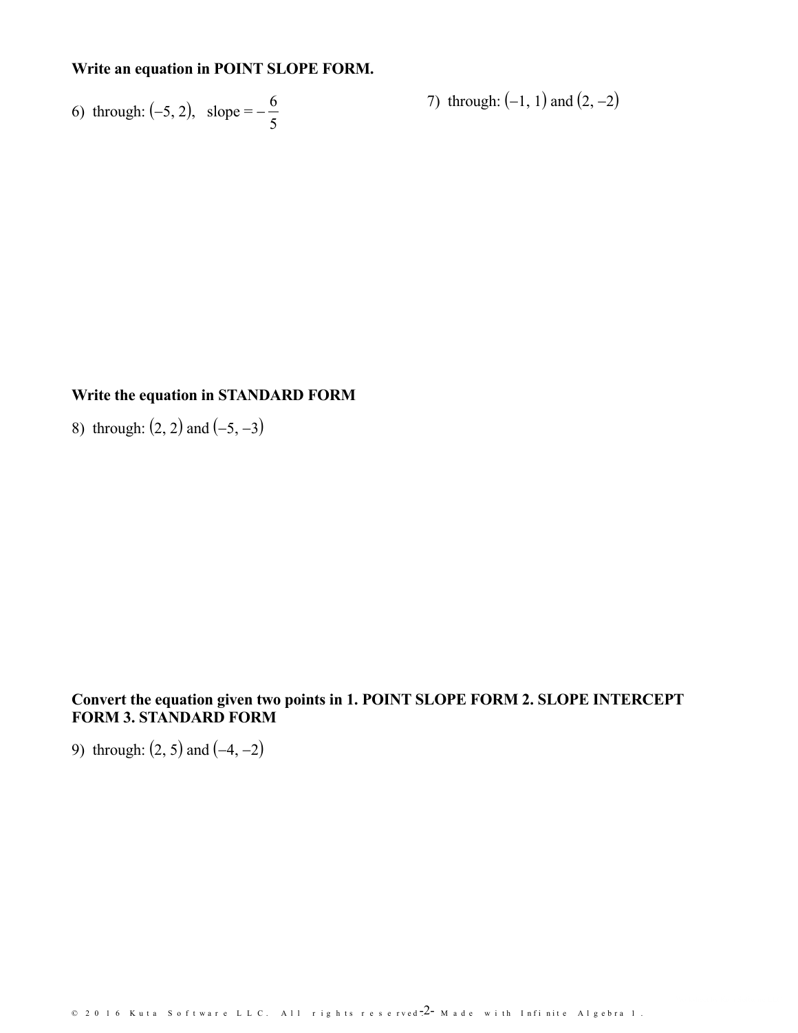**Write an equation in POINT SLOPE FORM.**

6) through: $(-5, 2)$, slope $= -\frac{6}{5}$

7) through: $(-1, 1)$ and $(2, -2)$

**Write the equation in STANDARD FORM**

8) through: $(2, 2)$ and $(-5, -3)$

**Convert the equation given two points in 1. POINT SLOPE FORM 2. SLOPE INTERCEPT FORM 3. STANDARD FORM**

9) through: $(2, 5)$ and $(-4, -2)$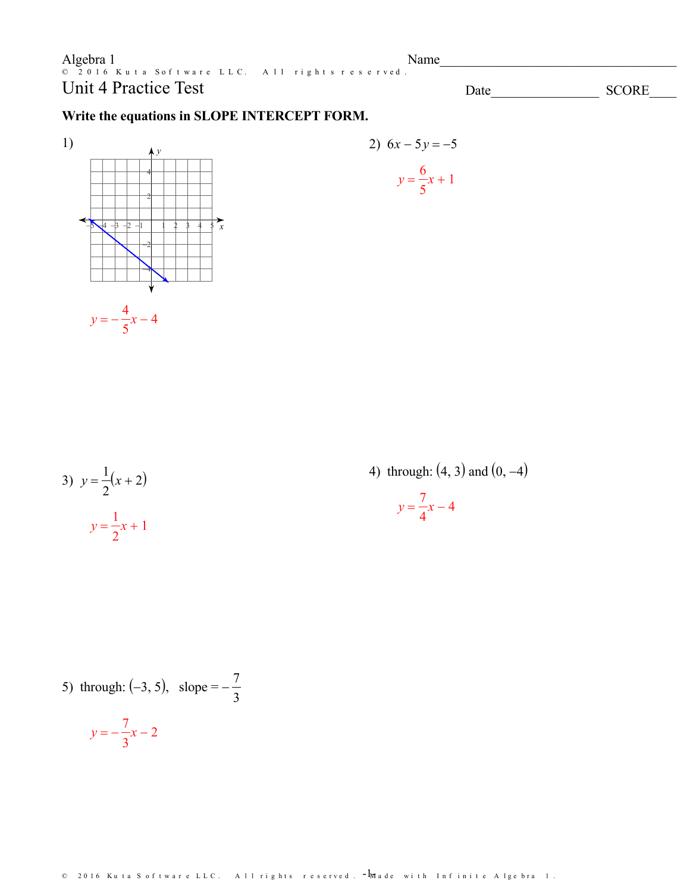Algebra 1

Name________________________________

Unit 4 Practice Test

Date________________ SCORE____

**Write the equations in SLOPE INTERCEPT FORM.**

1)

$y = -\frac{4}{5}x - 4$

2) $6x - 5y = -5$

$y = \frac{6}{5}x + 1$

3) $y = \frac{1}{2}(x + 2)$

$y = \frac{1}{2}x + 1$

4) through: $(4, 3)$ and $(0, -4)$

$y = \frac{7}{4}x - 4$

5) through: $(-3, 5)$, slope $= -\frac{7}{3}$

$y = -\frac{7}{3}x - 2$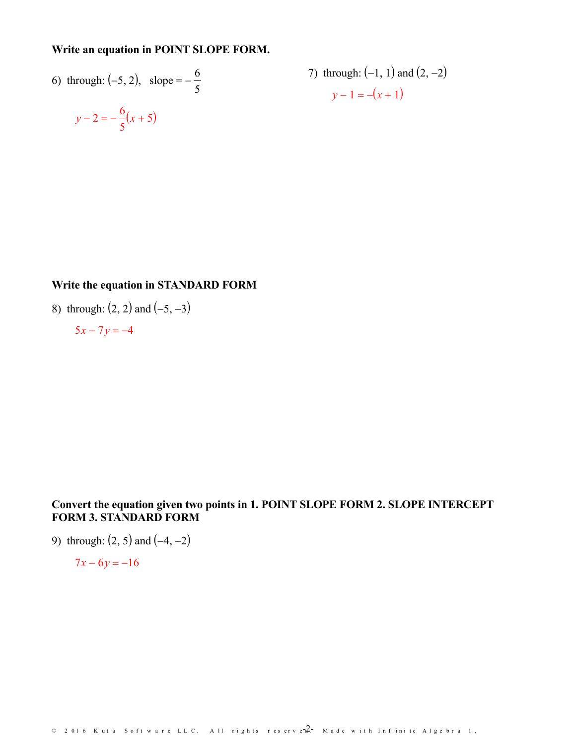**Write an equation in POINT SLOPE FORM.**

6) through: $(-5, 2)$, slope $= -\frac{6}{5}$

$y - 2 = -\frac{6}{5}(x + 5)$

7) through: $(-1, 1)$ and $(2, -2)$

$y - 1 = -(x + 1)$

**Write the equation in STANDARD FORM**

8) through: $(2, 2)$ and $(-5, -3)$

$5x - 7y = -4$

**Convert the equation given two points in 1. POINT SLOPE FORM 2. SLOPE INTERCEPT FORM 3. STANDARD FORM**

9) through: $(2, 5)$ and $(-4, -2)$

$7x - 6y = -16$